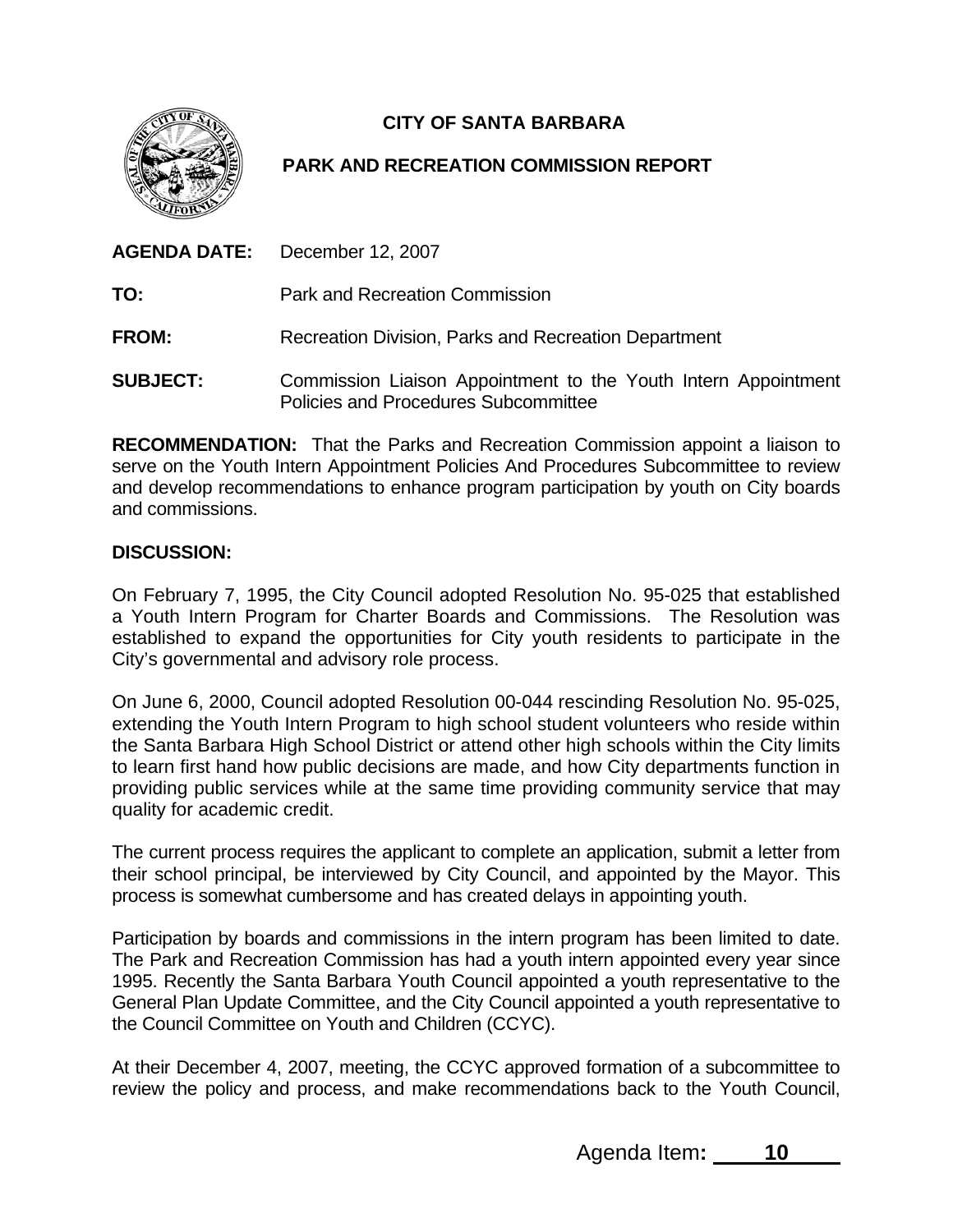# CITY OF SANTA BARBARA

## PARK AND RECREATION COMMISSION REPORT

**AGENDA DATE:** December 12, 2007

**TO:** Park and Recreation Commission

**FROM:** Recreation Division, Parks and Recreation Department

**SUBJECT:** Commission Liaison Appointment to the Youth Intern Appointment Policies and Procedures Subcommittee

**RECOMMENDATION:** That the Parks and Recreation Commission appoint a liaison to serve on the Youth Intern Appointment Policies And Procedures Subcommittee to review and develop recommendations to enhance program participation by youth on City boards and commissions.

**DISCUSSION:**

On February 7, 1995, the City Council adopted Resolution No. 95-025 that established a Youth Intern Program for Charter Boards and Commissions. The Resolution was established to expand the opportunities for City youth residents to participate in the City's governmental and advisory role process.

On June 6, 2000, Council adopted Resolution 00-044 rescinding Resolution No. 95-025, extending the Youth Intern Program to high school student volunteers who reside within the Santa Barbara High School District or attend other high schools within the City limits to learn first hand how public decisions are made, and how City departments function in providing public services while at the same time providing community service that may quality for academic credit.

The current process requires the applicant to complete an application, submit a letter from their school principal, be interviewed by City Council, and appointed by the Mayor. This process is somewhat cumbersome and has created delays in appointing youth.

Participation by boards and commissions in the intern program has been limited to date. The Park and Recreation Commission has had a youth intern appointed every year since 1995. Recently the Santa Barbara Youth Council appointed a youth representative to the General Plan Update Committee, and the City Council appointed a youth representative to the Council Committee on Youth and Children (CCYC).

At their December 4, 2007, meeting, the CCYC approved formation of a subcommittee to review the policy and process, and make recommendations back to the Youth Council,

Agenda Item**: 10**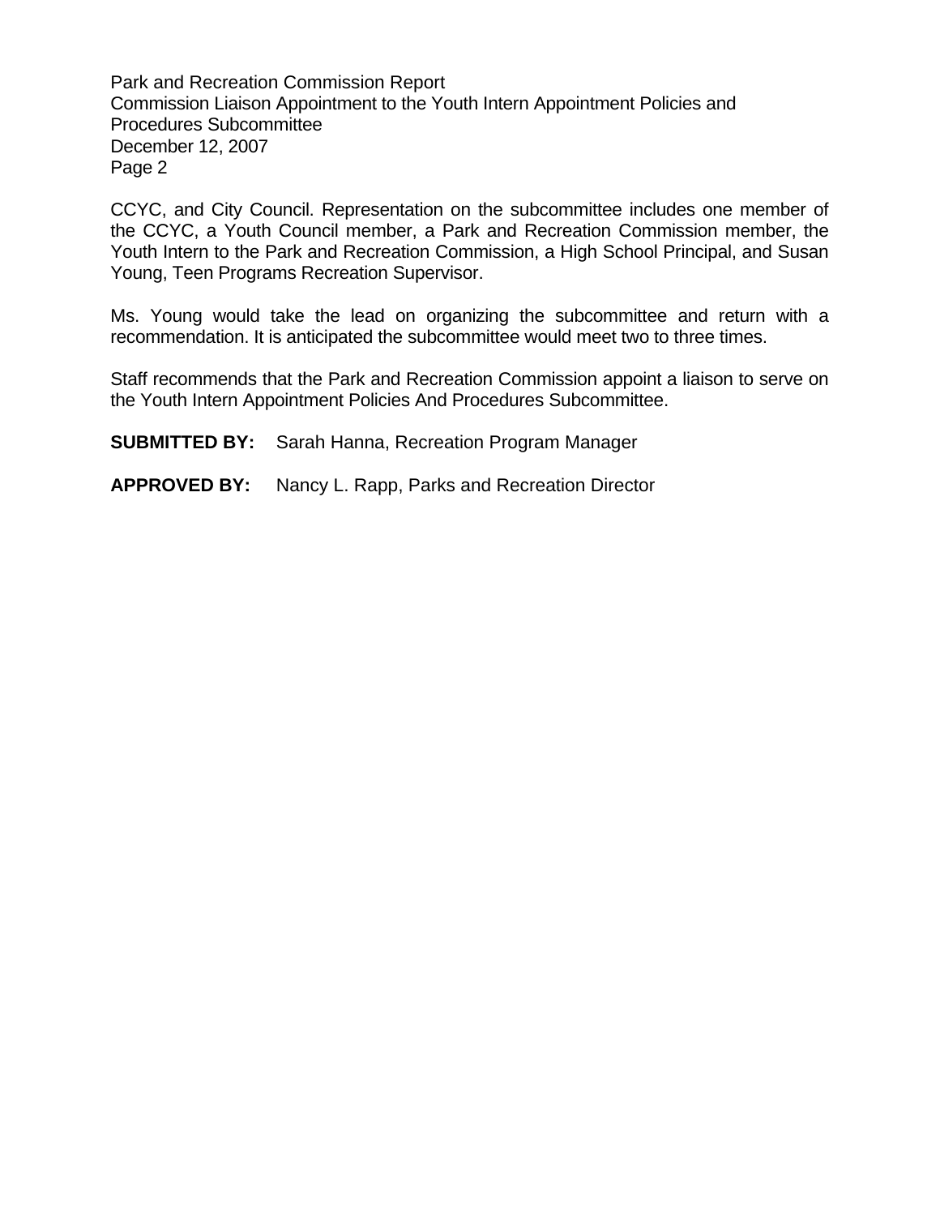CCYC, and City Council. Representation on the subcommittee includes one member of the CCYC, a Youth Council member, a Park and Recreation Commission member, the Youth Intern to the Park and Recreation Commission, a High School Principal, and Susan Young, Teen Programs Recreation Supervisor.

Ms. Young would take the lead on organizing the subcommittee and return with a recommendation. It is anticipated the subcommittee would meet two to three times.

Staff recommends that the Park and Recreation Commission appoint a liaison to serve on the Youth Intern Appointment Policies And Procedures Subcommittee.

**SUBMITTED BY:** Sarah Hanna, Recreation Program Manager

**APPROVED BY:** Nancy L. Rapp, Parks and Recreation Director